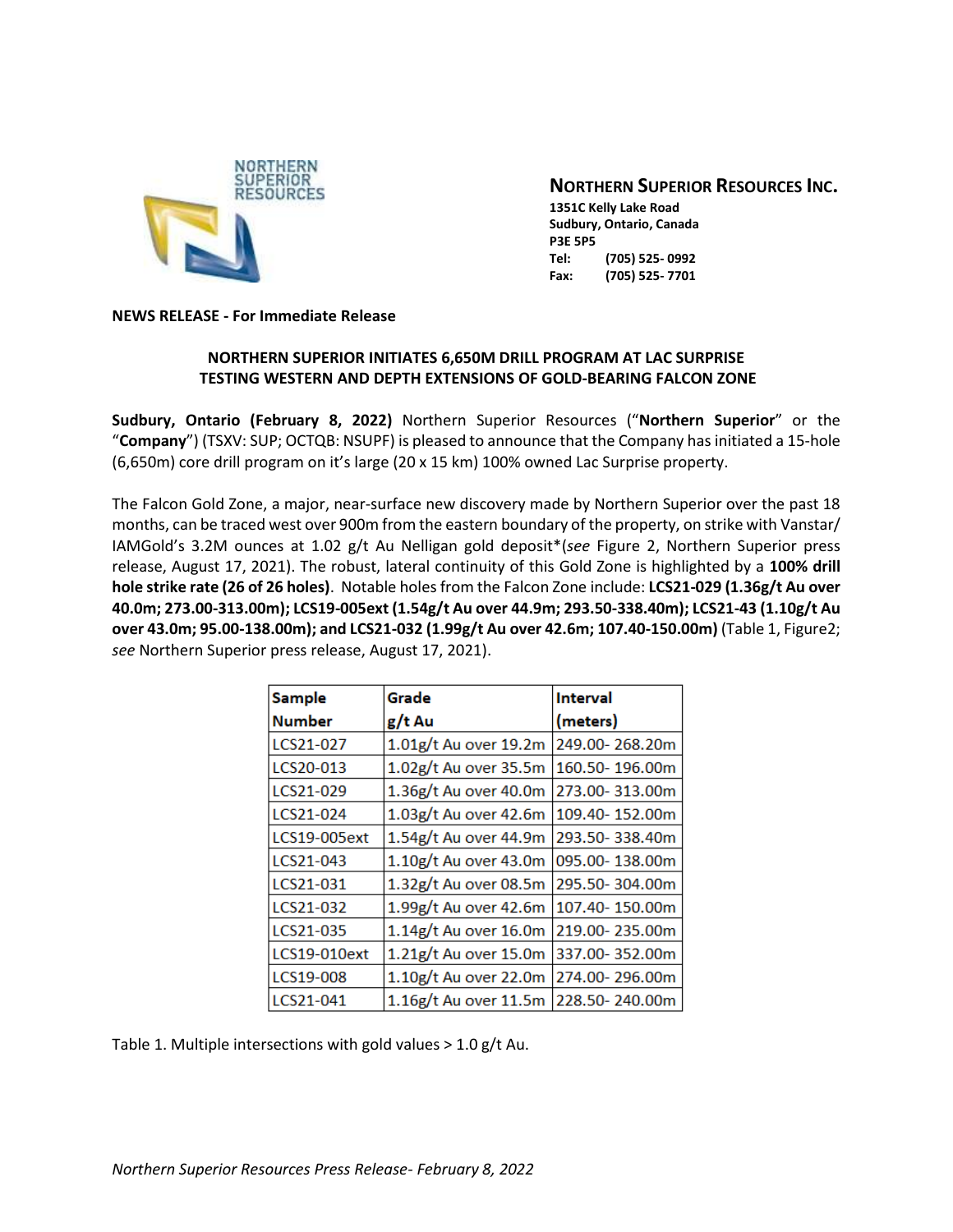**NORTHERN SUPERIOR RESOURCES INC.**
1351C Kelly Lake Road
Sudbury, Ontario, Canada
P3E 5P5
Tel: (705) 525- 0992
Fax: (705) 525- 7701

**NEWS RELEASE - For Immediate Release**

## NORTHERN SUPERIOR INITIATES 6,650M DRILL PROGRAM AT LAC SURPRISE TESTING WESTERN AND DEPTH EXTENSIONS OF GOLD-BEARING FALCON ZONE

**Sudbury, Ontario (February 8, 2022)** Northern Superior Resources ("**Northern Superior**" or the "**Company**") (TSXV: SUP; OCTQB: NSUPF) is pleased to announce that the Company has initiated a 15-hole (6,650m) core drill program on it's large (20 x 15 km) 100% owned Lac Surprise property.

The Falcon Gold Zone, a major, near-surface new discovery made by Northern Superior over the past 18 months, can be traced west over 900m from the eastern boundary of the property, on strike with Vanstar/ IAMGold's 3.2M ounces at 1.02 g/t Au Nelligan gold deposit*(*see* Figure 2, Northern Superior press release, August 17, 2021). The robust, lateral continuity of this Gold Zone is highlighted by a **100% drill hole strike rate (26 of 26 holes)**. Notable holes from the Falcon Zone include: **LCS21-029 (1.36g/t Au over 40.0m; 273.00-313.00m); LCS19-005ext (1.54g/t Au over 44.9m; 293.50-338.40m); LCS21-43 (1.10g/t Au over 43.0m; 95.00-138.00m); and LCS21-032 (1.99g/t Au over 42.6m; 107.40-150.00m)** (Table 1, Figure2; *see* Northern Superior press release, August 17, 2021).

| Sample Number | Grade g/t Au | Interval (meters) |
|---|---|---|
| LCS21-027 | 1.01g/t Au over 19.2m | 249.00- 268.20m |
| LCS20-013 | 1.02g/t Au over 35.5m | 160.50- 196.00m |
| LCS21-029 | 1.36g/t Au over 40.0m | 273.00- 313.00m |
| LCS21-024 | 1.03g/t Au over 42.6m | 109.40- 152.00m |
| LCS19-005ext | 1.54g/t Au over 44.9m | 293.50- 338.40m |
| LCS21-043 | 1.10g/t Au over 43.0m | 095.00- 138.00m |
| LCS21-031 | 1.32g/t Au over 08.5m | 295.50- 304.00m |
| LCS21-032 | 1.99g/t Au over 42.6m | 107.40- 150.00m |
| LCS21-035 | 1.14g/t Au over 16.0m | 219.00- 235.00m |
| LCS19-010ext | 1.21g/t Au over 15.0m | 337.00- 352.00m |
| LCS19-008 | 1.10g/t Au over 22.0m | 274.00- 296.00m |
| LCS21-041 | 1.16g/t Au over 11.5m | 228.50- 240.00m |

Table 1. Multiple intersections with gold values > 1.0 g/t Au.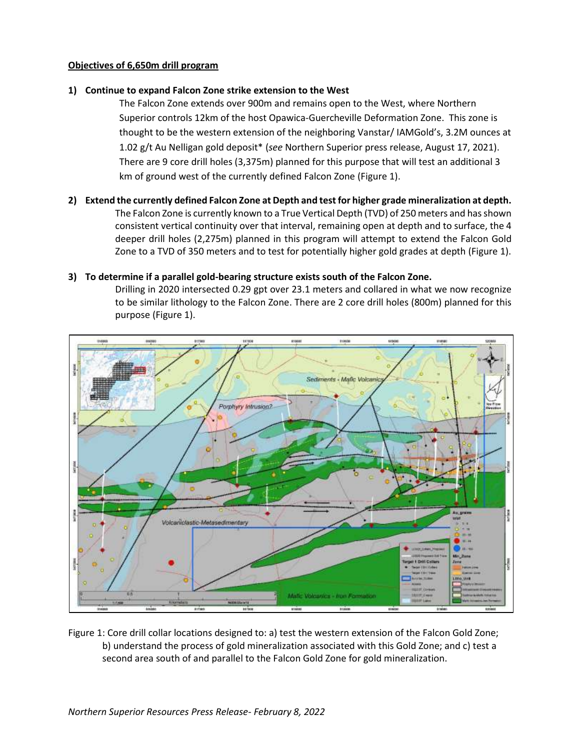**Objectives of 6,650m drill program**

1) **Continue to expand Falcon Zone strike extension to the West**

   The Falcon Zone extends over 900m and remains open to the West, where Northern Superior controls 12km of the host Opawica-Guercheville Deformation Zone. This zone is thought to be the western extension of the neighboring Vanstar/ IAMGold's, 3.2M ounces at 1.02 g/t Au Nelligan gold deposit* (*see* Northern Superior press release, August 17, 2021). There are 9 core drill holes (3,375m) planned for this purpose that will test an additional 3 km of ground west of the currently defined Falcon Zone (Figure 1).

2) **Extend the currently defined Falcon Zone at Depth and test for higher grade mineralization at depth.**

   The Falcon Zone is currently known to a True Vertical Depth (TVD) of 250 meters and has shown consistent vertical continuity over that interval, remaining open at depth and to surface, the 4 deeper drill holes (2,275m) planned in this program will attempt to extend the Falcon Gold Zone to a TVD of 350 meters and to test for potentially higher gold grades at depth (Figure 1).

3) **To determine if a parallel gold-bearing structure exists south of the Falcon Zone.**

   Drilling in 2020 intersected 0.29 gpt over 23.1 meters and collared in what we now recognize to be similar lithology to the Falcon Zone. There are 2 core drill holes (800m) planned for this purpose (Figure 1).

Figure 1: Core drill collar locations designed to: a) test the western extension of the Falcon Gold Zone; b) understand the process of gold mineralization associated with this Gold Zone; and c) test a second area south of and parallel to the Falcon Gold Zone for gold mineralization.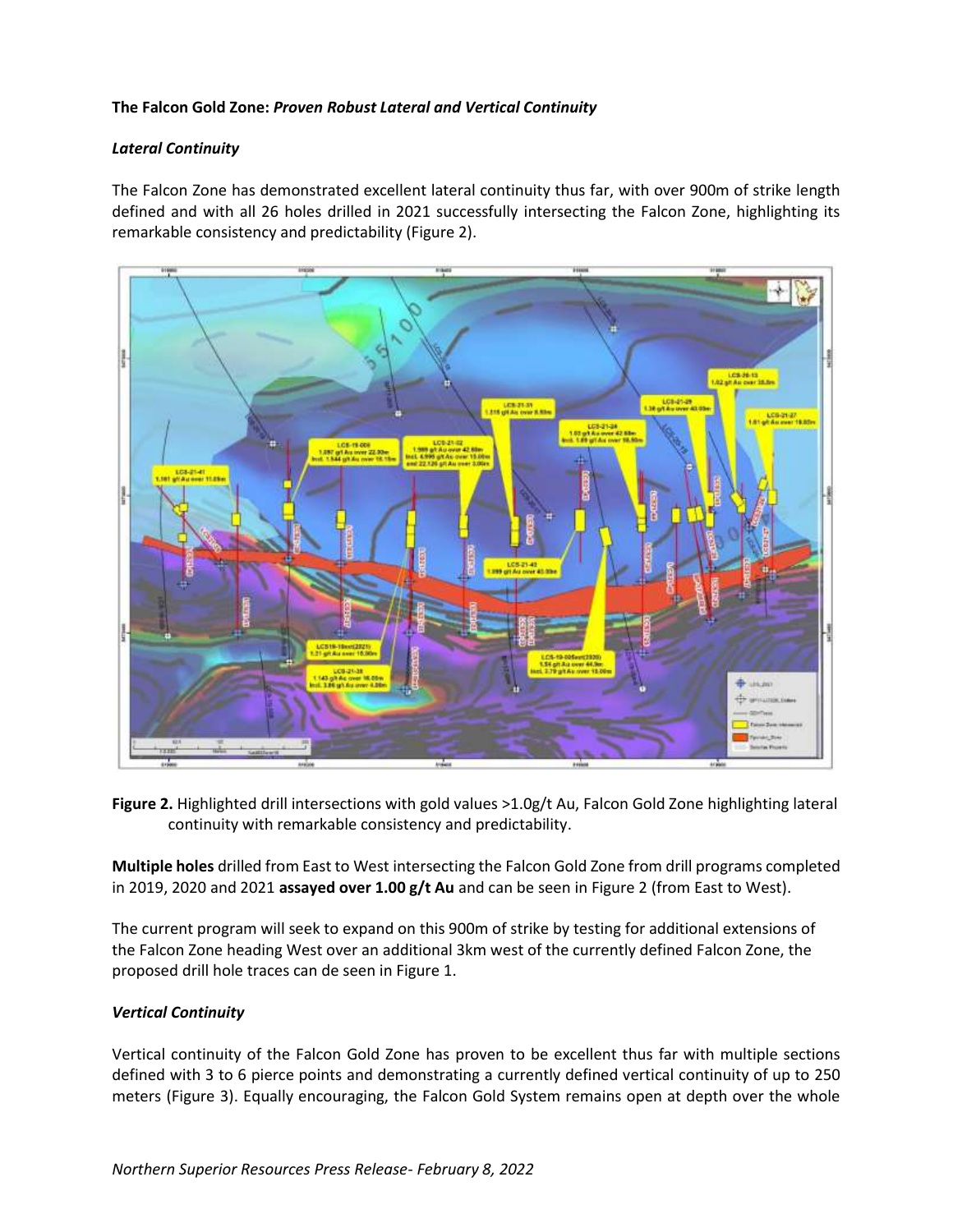**The Falcon Gold Zone: *Proven Robust Lateral and Vertical Continuity***

***Lateral Continuity***

The Falcon Zone has demonstrated excellent lateral continuity thus far, with over 900m of strike length defined and with all 26 holes drilled in 2021 successfully intersecting the Falcon Zone, highlighting its remarkable consistency and predictability (Figure 2).

**Figure 2.** Highlighted drill intersections with gold values >1.0g/t Au, Falcon Gold Zone highlighting lateral continuity with remarkable consistency and predictability.

**Multiple holes** drilled from East to West intersecting the Falcon Gold Zone from drill programs completed in 2019, 2020 and 2021 **assayed over 1.00 g/t Au** and can be seen in Figure 2 (from East to West).

The current program will seek to expand on this 900m of strike by testing for additional extensions of the Falcon Zone heading West over an additional 3km west of the currently defined Falcon Zone, the proposed drill hole traces can de seen in Figure 1.

***Vertical Continuity***

Vertical continuity of the Falcon Gold Zone has proven to be excellent thus far with multiple sections defined with 3 to 6 pierce points and demonstrating a currently defined vertical continuity of up to 250 meters (Figure 3). Equally encouraging, the Falcon Gold System remains open at depth over the whole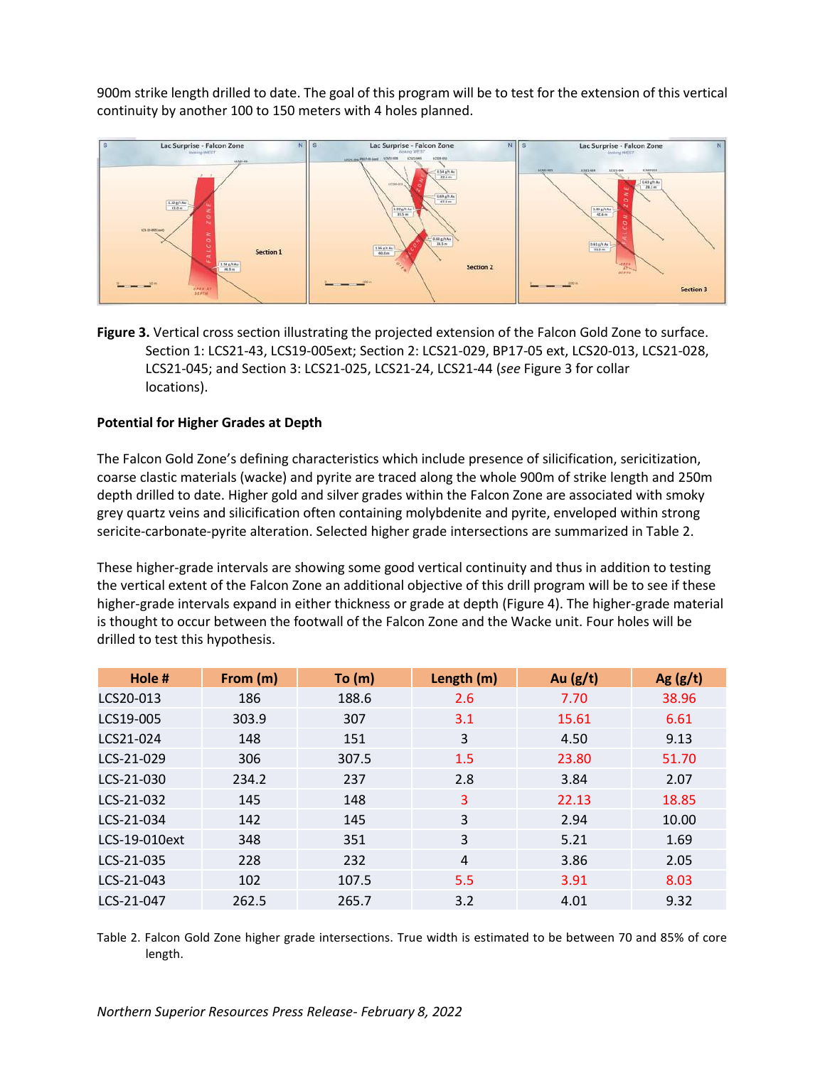900m strike length drilled to date. The goal of this program will be to test for the extension of this vertical continuity by another 100 to 150 meters with 4 holes planned.

**Figure 3.** Vertical cross section illustrating the projected extension of the Falcon Gold Zone to surface. Section 1: LCS21-43, LCS19-005ext; Section 2: LCS21-029, BP17-05 ext, LCS20-013, LCS21-028, LCS21-045; and Section 3: LCS21-025, LCS21-24, LCS21-44 (*see* Figure 3 for collar locations).

**Potential for Higher Grades at Depth**

The Falcon Gold Zone's defining characteristics which include presence of silicification, sericitization, coarse clastic materials (wacke) and pyrite are traced along the whole 900m of strike length and 250m depth drilled to date. Higher gold and silver grades within the Falcon Zone are associated with smoky grey quartz veins and silicification often containing molybdenite and pyrite, enveloped within strong sericite-carbonate-pyrite alteration. Selected higher grade intersections are summarized in Table 2.

These higher-grade intervals are showing some good vertical continuity and thus in addition to testing the vertical extent of the Falcon Zone an additional objective of this drill program will be to see if these higher-grade intervals expand in either thickness or grade at depth (Figure 4). The higher-grade material is thought to occur between the footwall of the Falcon Zone and the Wacke unit. Four holes will be drilled to test this hypothesis.

| Hole # | From (m) | To (m) | Length (m) | Au (g/t) | Ag (g/t) |
|---|---|---|---|---|---|
| LCS20-013 | 186 | 188.6 | 2.6 | 7.70 | 38.96 |
| LCS19-005 | 303.9 | 307 | 3.1 | 15.61 | 6.61 |
| LCS21-024 | 148 | 151 | 3 | 4.50 | 9.13 |
| LCS-21-029 | 306 | 307.5 | 1.5 | 23.80 | 51.70 |
| LCS-21-030 | 234.2 | 237 | 2.8 | 3.84 | 2.07 |
| LCS-21-032 | 145 | 148 | 3 | 22.13 | 18.85 |
| LCS-21-034 | 142 | 145 | 3 | 2.94 | 10.00 |
| LCS-19-010ext | 348 | 351 | 3 | 5.21 | 1.69 |
| LCS-21-035 | 228 | 232 | 4 | 3.86 | 2.05 |
| LCS-21-043 | 102 | 107.5 | 5.5 | 3.91 | 8.03 |
| LCS-21-047 | 262.5 | 265.7 | 3.2 | 4.01 | 9.32 |

Table 2. Falcon Gold Zone higher grade intersections. True width is estimated to be between 70 and 85% of core length.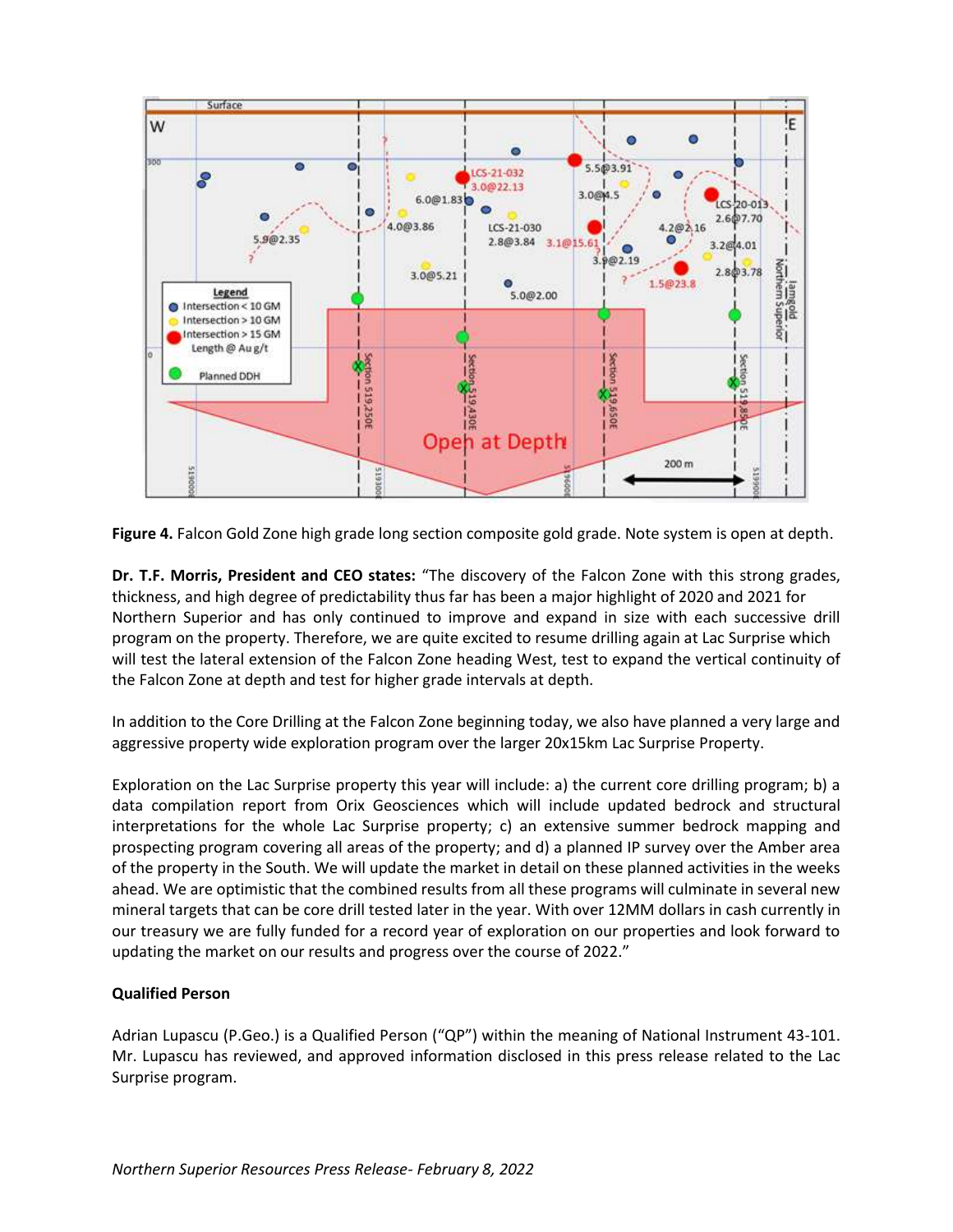**Figure 4.** Falcon Gold Zone high grade long section composite gold grade. Note system is open at depth.

**Dr. T.F. Morris, President and CEO states:** "The discovery of the Falcon Zone with this strong grades, thickness, and high degree of predictability thus far has been a major highlight of 2020 and 2021 for Northern Superior and has only continued to improve and expand in size with each successive drill program on the property. Therefore, we are quite excited to resume drilling again at Lac Surprise which will test the lateral extension of the Falcon Zone heading West, test to expand the vertical continuity of the Falcon Zone at depth and test for higher grade intervals at depth.

In addition to the Core Drilling at the Falcon Zone beginning today, we also have planned a very large and aggressive property wide exploration program over the larger 20x15km Lac Surprise Property.

Exploration on the Lac Surprise property this year will include: a) the current core drilling program; b) a data compilation report from Orix Geosciences which will include updated bedrock and structural interpretations for the whole Lac Surprise property; c) an extensive summer bedrock mapping and prospecting program covering all areas of the property; and d) a planned IP survey over the Amber area of the property in the South. We will update the market in detail on these planned activities in the weeks ahead. We are optimistic that the combined results from all these programs will culminate in several new mineral targets that can be core drill tested later in the year. With over 12MM dollars in cash currently in our treasury we are fully funded for a record year of exploration on our properties and look forward to updating the market on our results and progress over the course of 2022."

**Qualified Person**

Adrian Lupascu (P.Geo.) is a Qualified Person ("QP") within the meaning of National Instrument 43-101. Mr. Lupascu has reviewed, and approved information disclosed in this press release related to the Lac Surprise program.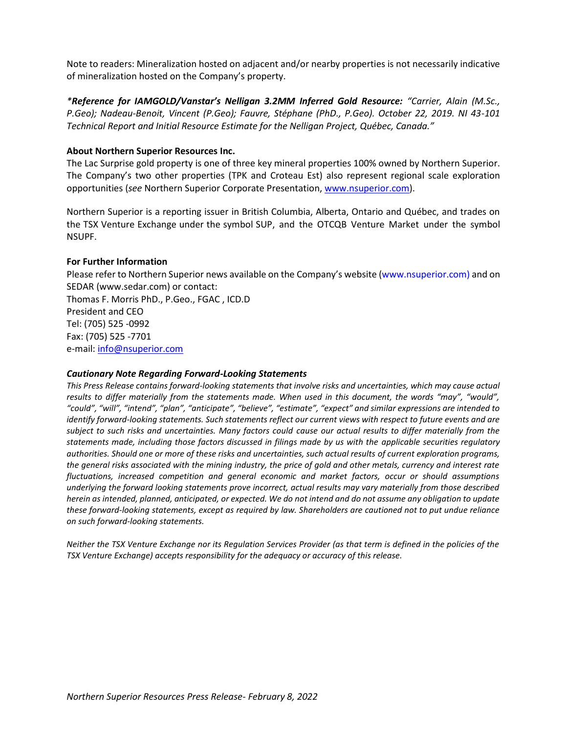Note to readers: Mineralization hosted on adjacent and/or nearby properties is not necessarily indicative of mineralization hosted on the Company's property.

*\*Reference for IAMGOLD/Vanstar's Nelligan 3.2MM Inferred Gold Resource:* *"Carrier, Alain (M.Sc., P.Geo); Nadeau-Benoit, Vincent (P.Geo); Fauvre, Stéphane (PhD., P.Geo). October 22, 2019. NI 43-101 Technical Report and Initial Resource Estimate for the Nelligan Project, Québec, Canada."*

**About Northern Superior Resources Inc.**

The Lac Surprise gold property is one of three key mineral properties 100% owned by Northern Superior. The Company's two other properties (TPK and Croteau Est) also represent regional scale exploration opportunities (*see* Northern Superior Corporate Presentation, www.nsuperior.com).

Northern Superior is a reporting issuer in British Columbia, Alberta, Ontario and Québec, and trades on the TSX Venture Exchange under the symbol SUP, and the OTCQB Venture Market under the symbol NSUPF.

**For Further Information**

Please refer to Northern Superior news available on the Company's website (www.nsuperior.com) and on SEDAR (www.sedar.com) or contact:
Thomas F. Morris PhD., P.Geo., FGAC , ICD.D
President and CEO
Tel: (705) 525 -0992
Fax: (705) 525 -7701
e-mail: info@nsuperior.com

***Cautionary Note Regarding Forward-Looking Statements***

*This Press Release contains forward-looking statements that involve risks and uncertainties, which may cause actual results to differ materially from the statements made. When used in this document, the words "may", "would", "could", "will", "intend", "plan", "anticipate", "believe", "estimate", "expect" and similar expressions are intended to identify forward-looking statements. Such statements reflect our current views with respect to future events and are subject to such risks and uncertainties. Many factors could cause our actual results to differ materially from the statements made, including those factors discussed in filings made by us with the applicable securities regulatory authorities. Should one or more of these risks and uncertainties, such actual results of current exploration programs, the general risks associated with the mining industry, the price of gold and other metals, currency and interest rate fluctuations, increased competition and general economic and market factors, occur or should assumptions underlying the forward looking statements prove incorrect, actual results may vary materially from those described herein as intended, planned, anticipated, or expected. We do not intend and do not assume any obligation to update these forward-looking statements, except as required by law. Shareholders are cautioned not to put undue reliance on such forward-looking statements.*

*Neither the TSX Venture Exchange nor its Regulation Services Provider (as that term is defined in the policies of the TSX Venture Exchange) accepts responsibility for the adequacy or accuracy of this release.*